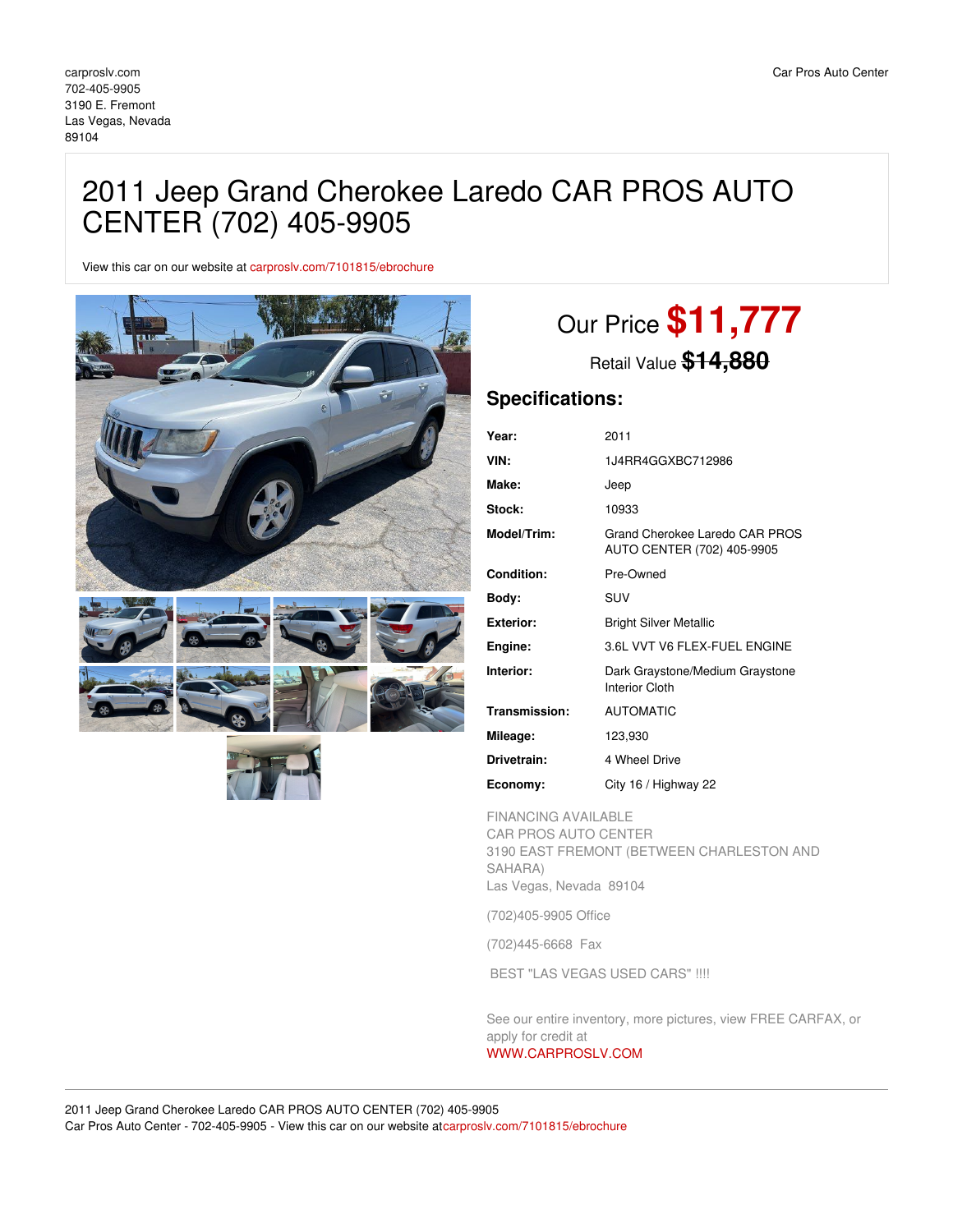carproslv.com
702-405-9905
3190 E. Fremont
Las Vegas, Nevada
89104

Car Pros Auto Center

# 2011 Jeep Grand Cherokee Laredo CAR PROS AUTO CENTER (702) 405-9905

View this car on our website at carproslv.com/7101815/ebrochure

Our Price **$11,777**

Retail Value ~~$14,880~~

## Specifications:

| | |
|---|---|
| **Year:** | 2011 |
| **VIN:** | 1J4RR4GGXBC712986 |
| **Make:** | Jeep |
| **Stock:** | 10933 |
| **Model/Trim:** | Grand Cherokee Laredo CAR PROS AUTO CENTER (702) 405-9905 |
| **Condition:** | Pre-Owned |
| **Body:** | SUV |
| **Exterior:** | Bright Silver Metallic |
| **Engine:** | 3.6L VVT V6 FLEX-FUEL ENGINE |
| **Interior:** | Dark Graystone/Medium Graystone Interior Cloth |
| **Transmission:** | AUTOMATIC |
| **Mileage:** | 123,930 |
| **Drivetrain:** | 4 Wheel Drive |
| **Economy:** | City 16 / Highway 22 |

FINANCING AVAILABLE
CAR PROS AUTO CENTER
3190 EAST FREMONT (BETWEEN CHARLESTON AND SAHARA)
Las Vegas, Nevada 89104

(702)405-9905 Office

(702)445-6668 Fax

BEST "LAS VEGAS USED CARS" !!!!

See our entire inventory, more pictures, view FREE CARFAX, or apply for credit at
WWW.CARPROSLV.COM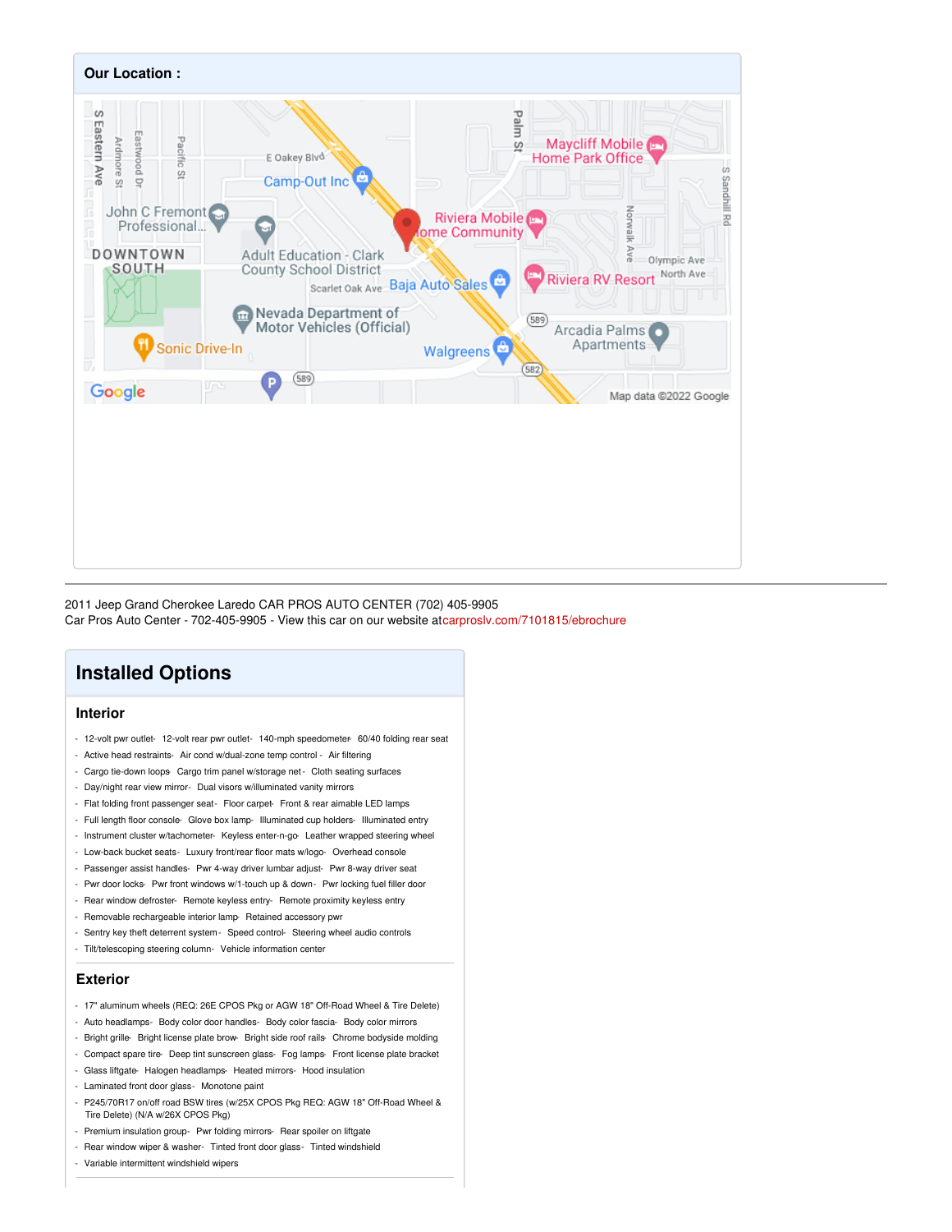**Our Location :**

2011 Jeep Grand Cherokee Laredo CAR PROS AUTO CENTER (702) 405-9905
Car Pros Auto Center - 702-405-9905 - View this car on our website atcarproslv.com/7101815/ebrochure

# Installed Options

## Interior

- 12-volt pwr outlet- 12-volt rear pwr outlet- 140-mph speedometer- 60/40 folding rear seat
- Active head restraints- Air cond w/dual-zone temp control - Air filtering
- Cargo tie-down loops- Cargo trim panel w/storage net - Cloth seating surfaces
- Day/night rear view mirror- Dual visors w/illuminated vanity mirrors
- Flat folding front passenger seat - Floor carpet- Front & rear aimable LED lamps
- Full length floor console- Glove box lamp- Illuminated cup holders- Illuminated entry
- Instrument cluster w/tachometer- Keyless enter-n-go- Leather wrapped steering wheel
- Low-back bucket seats - Luxury front/rear floor mats w/logo- Overhead console
- Passenger assist handles- Pwr 4-way driver lumbar adjust- Pwr 8-way driver seat
- Pwr door locks- Pwr front windows w/1-touch up & down - Pwr locking fuel filler door
- Rear window defroster- Remote keyless entry- Remote proximity keyless entry
- Removable rechargeable interior lamp- Retained accessory pwr
- Sentry key theft deterrent system - Speed control- Steering wheel audio controls
- Tilt/telescoping steering column- Vehicle information center

## Exterior

- 17" aluminum wheels (REQ: 26E CPOS Pkg or AGW 18" Off-Road Wheel & Tire Delete)
- Auto headlamps- Body color door handles- Body color fascia- Body color mirrors
- Bright grille- Bright license plate brow- Bright side roof rails- Chrome bodyside molding
- Compact spare tire- Deep tint sunscreen glass- Fog lamps- Front license plate bracket
- Glass liftgate- Halogen headlamps- Heated mirrors- Hood insulation
- Laminated front door glass - Monotone paint
- P245/70R17 on/off road BSW tires (w/25X CPOS Pkg REQ: AGW 18" Off-Road Wheel & Tire Delete) (N/A w/26X CPOS Pkg)
- Premium insulation group- Pwr folding mirrors- Rear spoiler on liftgate
- Rear window wiper & washer- Tinted front door glass - Tinted windshield
- Variable intermittent windshield wipers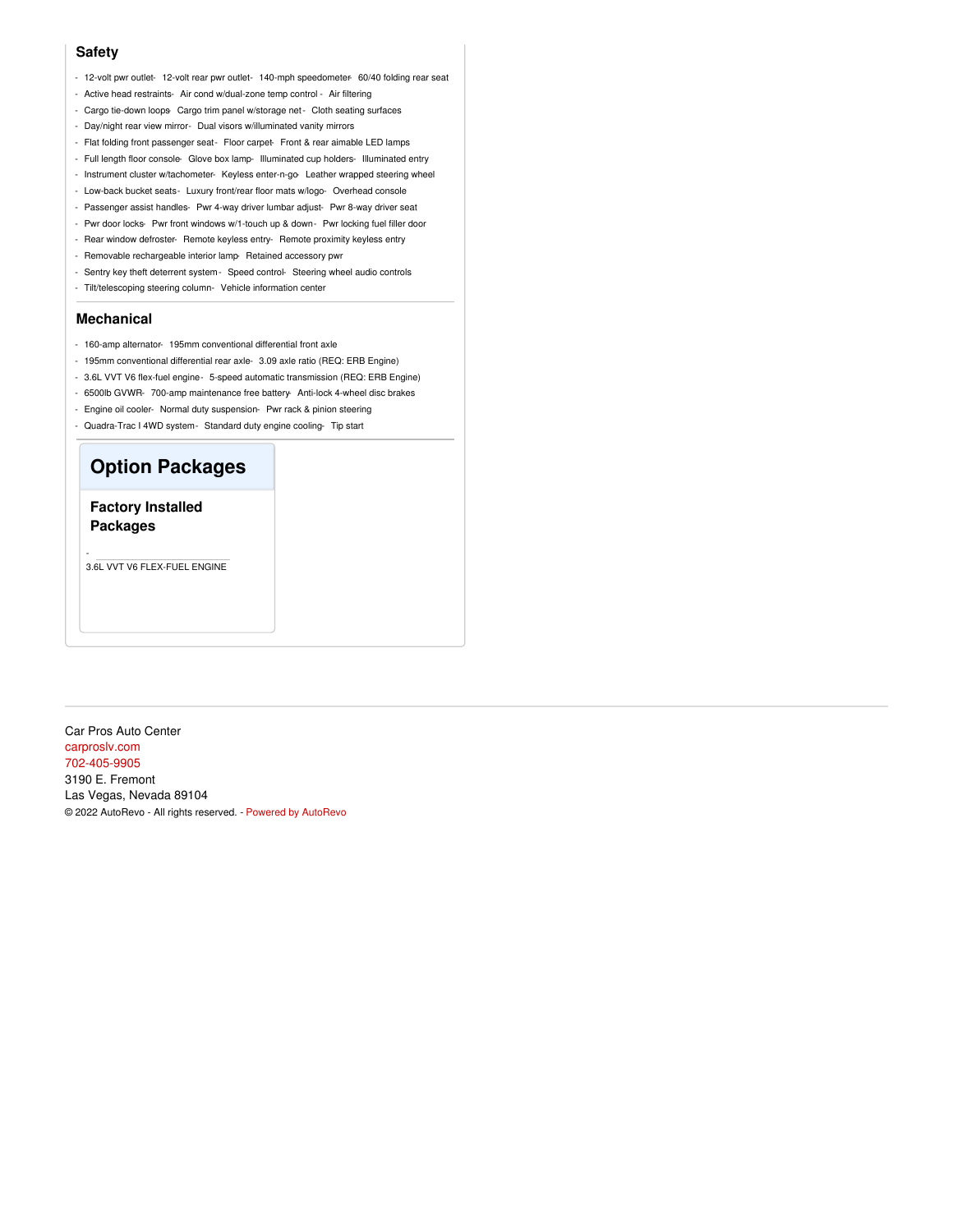## Safety

- 12-volt pwr outlet- 12-volt rear pwr outlet- 140-mph speedometer- 60/40 folding rear seat
- Active head restraints- Air cond w/dual-zone temp control - Air filtering
- Cargo tie-down loops- Cargo trim panel w/storage net - Cloth seating surfaces
- Day/night rear view mirror- Dual visors w/illuminated vanity mirrors
- Flat folding front passenger seat - Floor carpet- Front & rear aimable LED lamps
- Full length floor console- Glove box lamp- Illuminated cup holders- Illuminated entry
- Instrument cluster w/tachometer- Keyless enter-n-go- Leather wrapped steering wheel
- Low-back bucket seats - Luxury front/rear floor mats w/logo- Overhead console
- Passenger assist handles- Pwr 4-way driver lumbar adjust- Pwr 8-way driver seat
- Pwr door locks- Pwr front windows w/1-touch up & down - Pwr locking fuel filler door
- Rear window defroster- Remote keyless entry- Remote proximity keyless entry
- Removable rechargeable interior lamp- Retained accessory pwr
- Sentry key theft deterrent system - Speed control- Steering wheel audio controls
- Tilt/telescoping steering column- Vehicle information center

## Mechanical

- 160-amp alternator- 195mm conventional differential front axle
- 195mm conventional differential rear axle- 3.09 axle ratio (REQ: ERB Engine)
- 3.6L VVT V6 flex-fuel engine - 5-speed automatic transmission (REQ: ERB Engine)
- 6500lb GVWR- 700-amp maintenance free battery- Anti-lock 4-wheel disc brakes
- Engine oil cooler- Normal duty suspension- Pwr rack & pinion steering
- Quadra-Trac I 4WD system- Standard duty engine cooling- Tip start

# Option Packages

### Factory Installed Packages

- 3.6L VVT V6 FLEX-FUEL ENGINE

Car Pros Auto Center
carproslv.com
702-405-9905
3190 E. Fremont
Las Vegas, Nevada 89104
© 2022 AutoRevo - All rights reserved. - Powered by AutoRevo